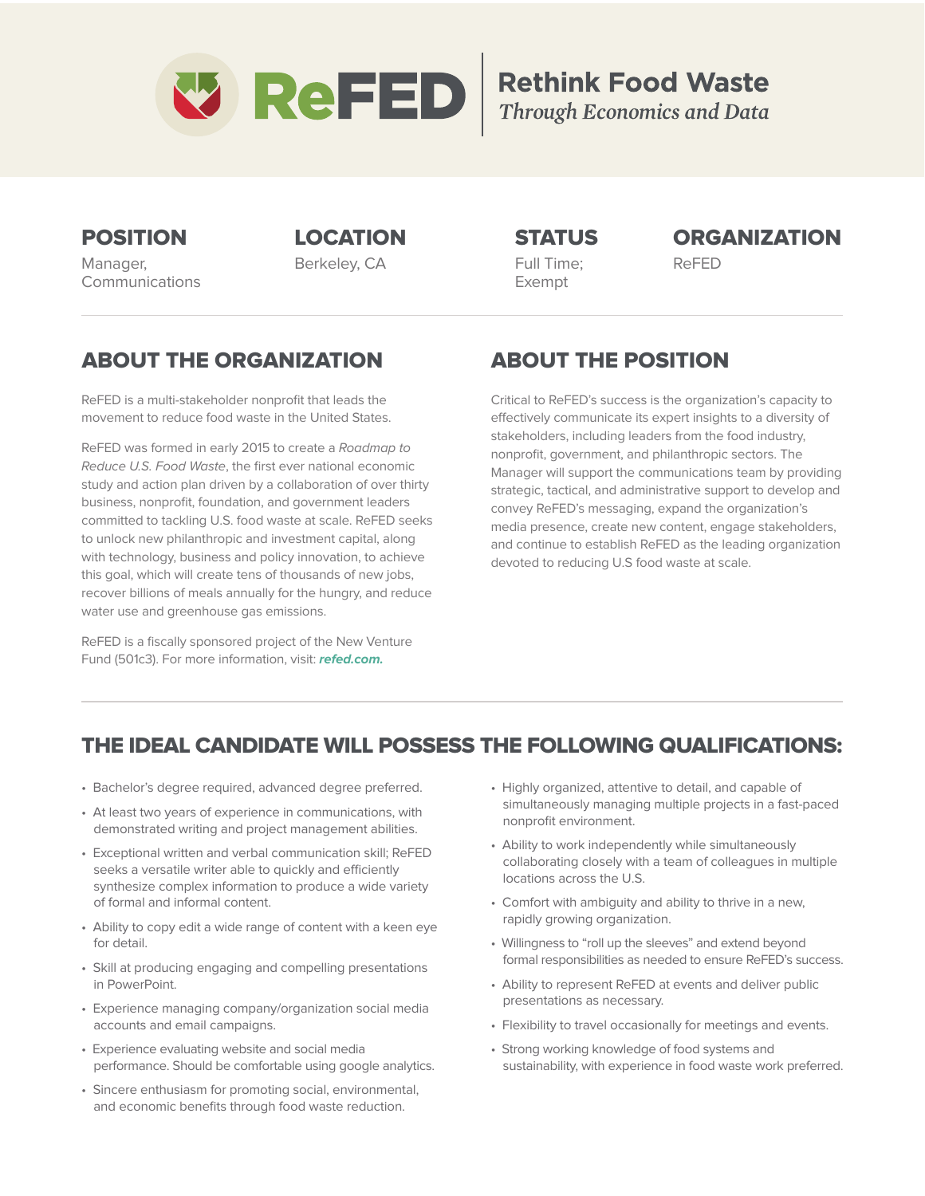# ReFED

**Rethink Food Waste**
*Through Economics and Data*

| POSITION | LOCATION | STATUS | ORGANIZATION |
| --- | --- | --- | --- |
| Manager, Communications | Berkeley, CA | Full Time; Exempt | ReFED |

## ABOUT THE ORGANIZATION

ReFED is a multi-stakeholder nonprofit that leads the movement to reduce food waste in the United States.

ReFED was formed in early 2015 to create a *Roadmap to Reduce U.S. Food Waste*, the first ever national economic study and action plan driven by a collaboration of over thirty business, nonprofit, foundation, and government leaders committed to tackling U.S. food waste at scale. ReFED seeks to unlock new philanthropic and investment capital, along with technology, business and policy innovation, to achieve this goal, which will create tens of thousands of new jobs, recover billions of meals annually for the hungry, and reduce water use and greenhouse gas emissions.

ReFED is a fiscally sponsored project of the New Venture Fund (501c3). For more information, visit: ***refed.com.***

## ABOUT THE POSITION

Critical to ReFED's success is the organization's capacity to effectively communicate its expert insights to a diversity of stakeholders, including leaders from the food industry, nonprofit, government, and philanthropic sectors. The Manager will support the communications team by providing strategic, tactical, and administrative support to develop and convey ReFED's messaging, expand the organization's media presence, create new content, engage stakeholders, and continue to establish ReFED as the leading organization devoted to reducing U.S food waste at scale.

## THE IDEAL CANDIDATE WILL POSSESS THE FOLLOWING QUALIFICATIONS:

- Bachelor's degree required, advanced degree preferred.
- At least two years of experience in communications, with demonstrated writing and project management abilities.
- Exceptional written and verbal communication skill; ReFED seeks a versatile writer able to quickly and efficiently synthesize complex information to produce a wide variety of formal and informal content.
- Ability to copy edit a wide range of content with a keen eye for detail.
- Skill at producing engaging and compelling presentations in PowerPoint.
- Experience managing company/organization social media accounts and email campaigns.
- Experience evaluating website and social media performance. Should be comfortable using google analytics.
- Sincere enthusiasm for promoting social, environmental, and economic benefits through food waste reduction.
- Highly organized, attentive to detail, and capable of simultaneously managing multiple projects in a fast-paced nonprofit environment.
- Ability to work independently while simultaneously collaborating closely with a team of colleagues in multiple locations across the U.S.
- Comfort with ambiguity and ability to thrive in a new, rapidly growing organization.
- Willingness to "roll up the sleeves" and extend beyond formal responsibilities as needed to ensure ReFED's success.
- Ability to represent ReFED at events and deliver public presentations as necessary.
- Flexibility to travel occasionally for meetings and events.
- Strong working knowledge of food systems and sustainability, with experience in food waste work preferred.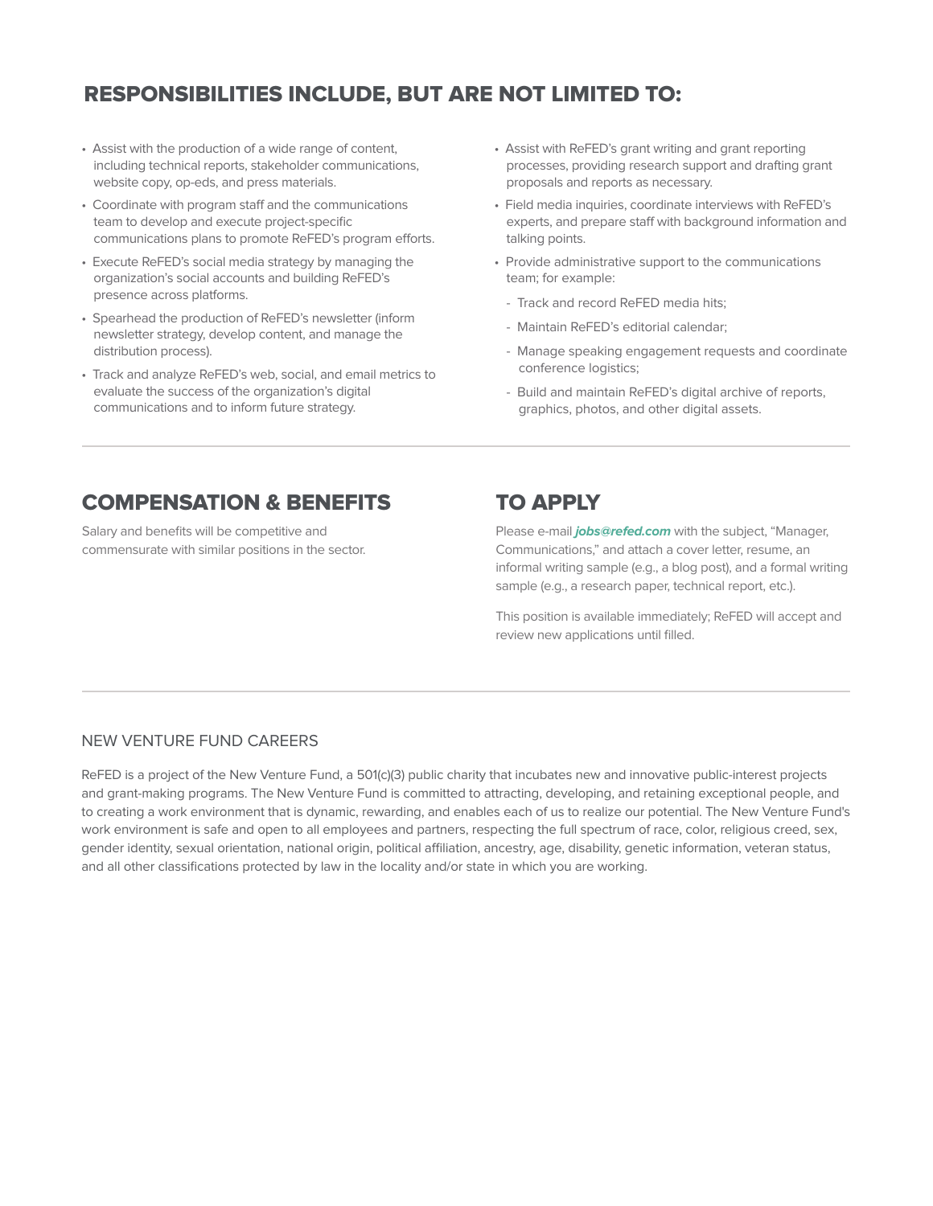## RESPONSIBILITIES INCLUDE, BUT ARE NOT LIMITED TO:

- Assist with the production of a wide range of content, including technical reports, stakeholder communications, website copy, op-eds, and press materials.
- Coordinate with program staff and the communications team to develop and execute project-specific communications plans to promote ReFED's program efforts.
- Execute ReFED's social media strategy by managing the organization's social accounts and building ReFED's presence across platforms.
- Spearhead the production of ReFED's newsletter (inform newsletter strategy, develop content, and manage the distribution process).
- Track and analyze ReFED's web, social, and email metrics to evaluate the success of the organization's digital communications and to inform future strategy.
- Assist with ReFED's grant writing and grant reporting processes, providing research support and drafting grant proposals and reports as necessary.
- Field media inquiries, coordinate interviews with ReFED's experts, and prepare staff with background information and talking points.
- Provide administrative support to the communications team; for example:
  - Track and record ReFED media hits;
  - Maintain ReFED's editorial calendar;
  - Manage speaking engagement requests and coordinate conference logistics;
  - Build and maintain ReFED's digital archive of reports, graphics, photos, and other digital assets.

## COMPENSATION & BENEFITS

Salary and benefits will be competitive and commensurate with similar positions in the sector.

## TO APPLY

Please e-mail ***jobs@refed.com*** with the subject, "Manager, Communications," and attach a cover letter, resume, an informal writing sample (e.g., a blog post), and a formal writing sample (e.g., a research paper, technical report, etc.).

This position is available immediately; ReFED will accept and review new applications until filled.

### NEW VENTURE FUND CAREERS

ReFED is a project of the New Venture Fund, a 501(c)(3) public charity that incubates new and innovative public-interest projects and grant-making programs. The New Venture Fund is committed to attracting, developing, and retaining exceptional people, and to creating a work environment that is dynamic, rewarding, and enables each of us to realize our potential. The New Venture Fund's work environment is safe and open to all employees and partners, respecting the full spectrum of race, color, religious creed, sex, gender identity, sexual orientation, national origin, political affiliation, ancestry, age, disability, genetic information, veteran status, and all other classifications protected by law in the locality and/or state in which you are working.